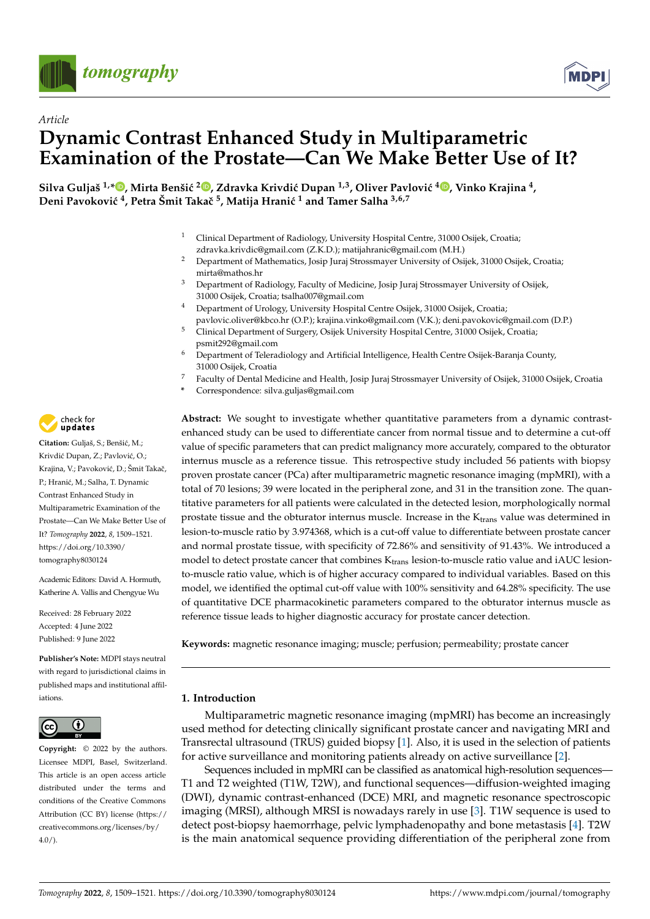*Article*

# Dynamic Contrast Enhanced Study in Multiparametric Examination of the Prostate—Can We Make Better Use of It?

**Silva Guljaš [1,*], Mirta Benšić [2], Zdravka Krivdić Dupan [1,3], Oliver Pavlović [4], Vinko Krajina [4], Deni Pavoković [4], Petra Šmit Takač [5], Matija Hranić [1] and Tamer Salha [3,6,7]**

1 Clinical Department of Radiology, University Hospital Centre, 31000 Osijek, Croatia; zdravka.krivdic@gmail.com (Z.K.D.); matijahranic@gmail.com (M.H.)
2 Department of Mathematics, Josip Juraj Strossmayer University of Osijek, 31000 Osijek, Croatia; mirta@mathos.hr
3 Department of Radiology, Faculty of Medicine, Josip Juraj Strossmayer University of Osijek, 31000 Osijek, Croatia; tsalha007@gmail.com
4 Department of Urology, University Hospital Centre Osijek, 31000 Osijek, Croatia; pavlovic.oliver@kbco.hr (O.P.); krajina.vinko@gmail.com (V.K.); deni.pavokovic@gmail.com (D.P.)
5 Clinical Department of Surgery, Osijek University Hospital Centre, 31000 Osijek, Croatia; psmit292@gmail.com
6 Department of Teleradiology and Artificial Intelligence, Health Centre Osijek-Baranja County, 31000 Osijek, Croatia
7 Faculty of Dental Medicine and Health, Josip Juraj Strossmayer University of Osijek, 31000 Osijek, Croatia
\* Correspondence: silva.guljas@gmail.com

**Citation:** Guljaš, S.; Benšić, M.; Krivdić Dupan, Z.; Pavlović, O.; Šmit Takač, P.; Krajina, V.; Pavoković, D.; Šmit Takač, P.; Hranić, M.; Salha, T. Dynamic Contrast Enhanced Study in Multiparametric Examination of the Prostate—Can We Make Better Use of It? *Tomography* **2022**, *8*, 1509–1521. https://doi.org/10.3390/tomography8030124

Academic Editors: David A. Hormuth, Katherine A. Vallis and Chengyue Wu

Received: 28 February 2022
Accepted: 4 June 2022
Published: 9 June 2022

**Publisher's Note:** MDPI stays neutral with regard to jurisdictional claims in published maps and institutional affiliations.

**Copyright:** © 2022 by the authors. Licensee MDPI, Basel, Switzerland. This article is an open access article distributed under the terms and conditions of the Creative Commons Attribution (CC BY) license (https://creativecommons.org/licenses/by/4.0/).

**Abstract:** We sought to investigate whether quantitative parameters from a dynamic contrast-enhanced study can be used to differentiate cancer from normal tissue and to determine a cut-off value of specific parameters that can predict malignancy more accurately, compared to the obturator internus muscle as a reference tissue. This retrospective study included 56 patients with biopsy proven prostate cancer (PCa) after multiparametric magnetic resonance imaging (mpMRI), with a total of 70 lesions; 39 were located in the peripheral zone, and 31 in the transition zone. The quantitative parameters for all patients were calculated in the detected lesion, morphologically normal prostate tissue and the obturator internus muscle. Increase in the $K_{trans}$ value was determined in lesion-to-muscle ratio by 3.974368, which is a cut-off value to differentiate between prostate cancer and normal prostate tissue, with specificity of 72.86% and sensitivity of 91.43%. We introduced a model to detect prostate cancer that combines $K_{trans}$ lesion-to-muscle ratio value and iAUC lesion-to-muscle ratio value, which is of higher accuracy compared to individual variables. Based on this model, we identified the optimal cut-off value with 100% sensitivity and 64.28% specificity. The use of quantitative DCE pharmacokinetic parameters compared to the obturator internus muscle as reference tissue leads to higher diagnostic accuracy for prostate cancer detection.

**Keywords:** magnetic resonance imaging; muscle; perfusion; permeability; prostate cancer

## 1. Introduction

Multiparametric magnetic resonance imaging (mpMRI) has become an increasingly used method for detecting clinically significant prostate cancer and navigating MRI and Transrectal ultrasound (TRUS) guided biopsy [1]. Also, it is used in the selection of patients for active surveillance and monitoring patients already on active surveillance [2].

Sequences included in mpMRI can be classified as anatomical high-resolution sequences—T1 and T2 weighted (T1W, T2W), and functional sequences—diffusion-weighted imaging (DWI), dynamic contrast-enhanced (DCE) MRI, and magnetic resonance spectroscopic imaging (MRSI), although MRSI is nowadays rarely in use [3]. T1W sequence is used to detect post-biopsy haemorrhage, pelvic lymphadenopathy and bone metastasis [4]. T2W is the main anatomical sequence providing differentiation of the peripheral zone from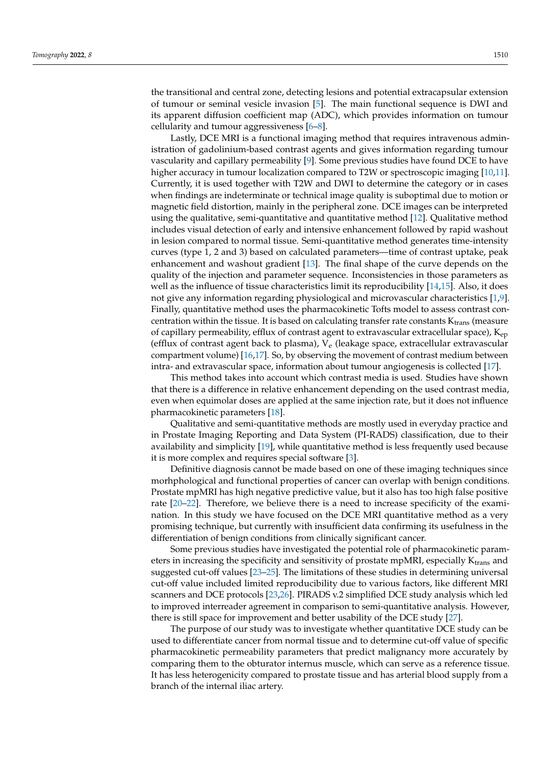the transitional and central zone, detecting lesions and potential extracapsular extension of tumour or seminal vesicle invasion [5]. The main functional sequence is DWI and its apparent diffusion coefficient map (ADC), which provides information on tumour cellularity and tumour aggressiveness [6–8].

Lastly, DCE MRI is a functional imaging method that requires intravenous administration of gadolinium-based contrast agents and gives information regarding tumour vascularity and capillary permeability [9]. Some previous studies have found DCE to have higher accuracy in tumour localization compared to T2W or spectroscopic imaging [10,11]. Currently, it is used together with T2W and DWI to determine the category or in cases when findings are indeterminate or technical image quality is suboptimal due to motion or magnetic field distortion, mainly in the peripheral zone. DCE images can be interpreted using the qualitative, semi-quantitative and quantitative method [12]. Qualitative method includes visual detection of early and intensive enhancement followed by rapid washout in lesion compared to normal tissue. Semi-quantitative method generates time-intensity curves (type 1, 2 and 3) based on calculated parameters—time of contrast uptake, peak enhancement and washout gradient [13]. The final shape of the curve depends on the quality of the injection and parameter sequence. Inconsistencies in those parameters as well as the influence of tissue characteristics limit its reproducibility [14,15]. Also, it does not give any information regarding physiological and microvascular characteristics [1,9]. Finally, quantitative method uses the pharmacokinetic Tofts model to assess contrast concentration within the tissue. It is based on calculating transfer rate constants $K_{trans}$ (measure of capillary permeability, efflux of contrast agent to extravascular extracellular space), $K_{ep}$ (efflux of contrast agent back to plasma), $V_e$ (leakage space, extracellular extravascular compartment volume) [16,17]. So, by observing the movement of contrast medium between intra- and extravascular space, information about tumour angiogenesis is collected [17].

This method takes into account which contrast media is used. Studies have shown that there is a difference in relative enhancement depending on the used contrast media, even when equimolar doses are applied at the same injection rate, but it does not influence pharmacokinetic parameters [18].

Qualitative and semi-quantitative methods are mostly used in everyday practice and in Prostate Imaging Reporting and Data System (PI-RADS) classification, due to their availability and simplicity [19], while quantitative method is less frequently used because it is more complex and requires special software [3].

Definitive diagnosis cannot be made based on one of these imaging techniques since morhphological and functional properties of cancer can overlap with benign conditions. Prostate mpMRI has high negative predictive value, but it also has too high false positive rate [20–22]. Therefore, we believe there is a need to increase specificity of the examination. In this study we have focused on the DCE MRI quantitative method as a very promising technique, but currently with insufficient data confirming its usefulness in the differentiation of benign conditions from clinically significant cancer.

Some previous studies have investigated the potential role of pharmacokinetic parameters in increasing the specificity and sensitivity of prostate mpMRI, especially $K_{trans}$ and suggested cut-off values [23–25]. The limitations of these studies in determining universal cut-off value included limited reproducibility due to various factors, like different MRI scanners and DCE protocols [23,26]. PIRADS v.2 simplified DCE study analysis which led to improved interreader agreement in comparison to semi-quantitative analysis. However, there is still space for improvement and better usability of the DCE study [27].

The purpose of our study was to investigate whether quantitative DCE study can be used to differentiate cancer from normal tissue and to determine cut-off value of specific pharmacokinetic permeability parameters that predict malignancy more accurately by comparing them to the obturator internus muscle, which can serve as a reference tissue. It has less heterogenicity compared to prostate tissue and has arterial blood supply from a branch of the internal iliac artery.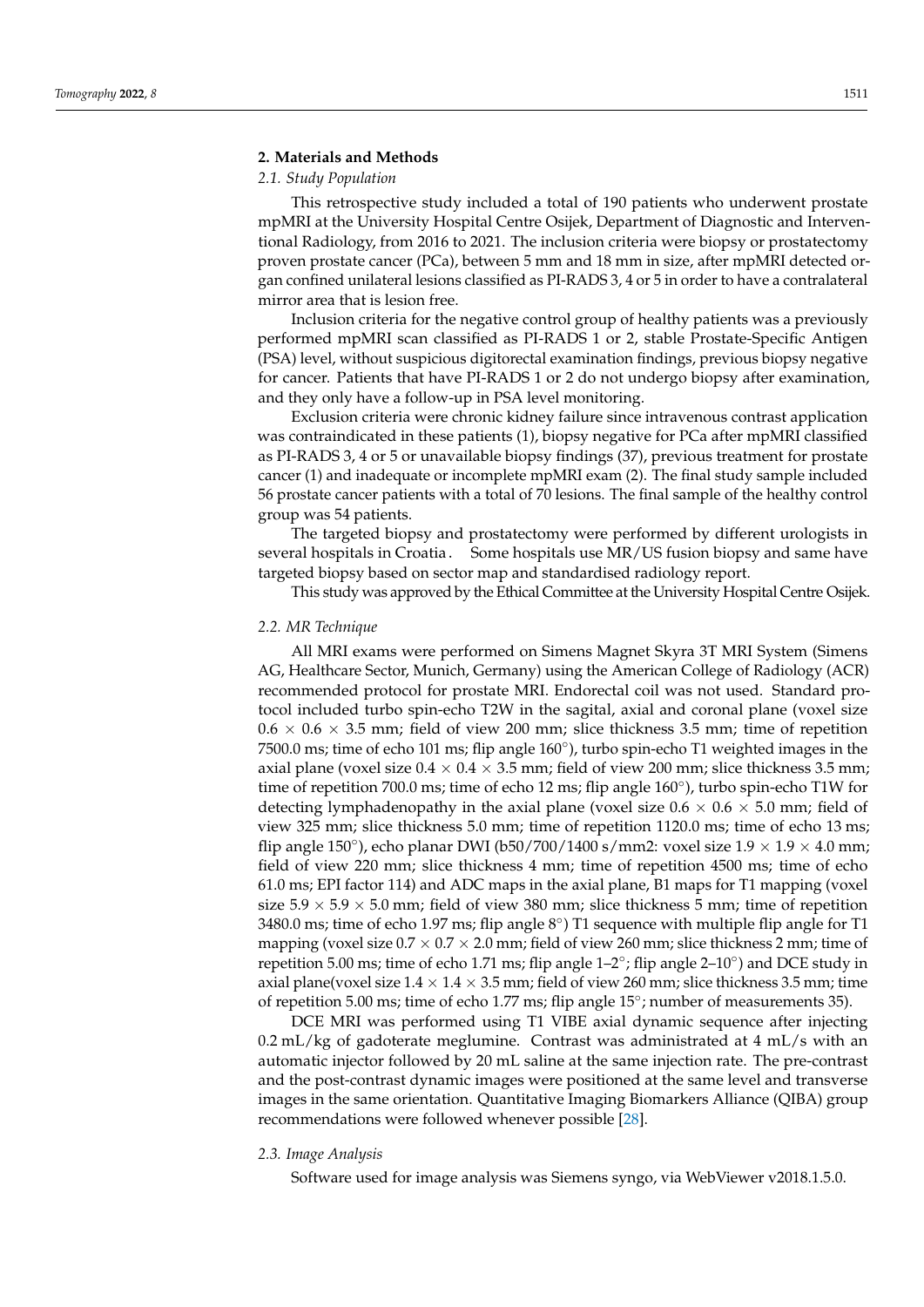## 2. Materials and Methods

### 2.1. Study Population

This retrospective study included a total of 190 patients who underwent prostate mpMRI at the University Hospital Centre Osijek, Department of Diagnostic and Interventional Radiology, from 2016 to 2021. The inclusion criteria were biopsy or prostatectomy proven prostate cancer (PCa), between 5 mm and 18 mm in size, after mpMRI detected organ confined unilateral lesions classified as PI-RADS 3, 4 or 5 in order to have a contralateral mirror area that is lesion free.

Inclusion criteria for the negative control group of healthy patients was a previously performed mpMRI scan classified as PI-RADS 1 or 2, stable Prostate-Specific Antigen (PSA) level, without suspicious digitorectal examination findings, previous biopsy negative for cancer. Patients that have PI-RADS 1 or 2 do not undergo biopsy after examination, and they only have a follow-up in PSA level monitoring.

Exclusion criteria were chronic kidney failure since intravenous contrast application was contraindicated in these patients (1), biopsy negative for PCa after mpMRI classified as PI-RADS 3, 4 or 5 or unavailable biopsy findings (37), previous treatment for prostate cancer (1) and inadequate or incomplete mpMRI exam (2). The final study sample included 56 prostate cancer patients with a total of 70 lesions. The final sample of the healthy control group was 54 patients.

The targeted biopsy and prostatectomy were performed by different urologists in several hospitals in Croatia . Some hospitals use MR/US fusion biopsy and same have targeted biopsy based on sector map and standardised radiology report.

This study was approved by the Ethical Committee at the University Hospital Centre Osijek.

### 2.2. MR Technique

All MRI exams were performed on Simens Magnet Skyra 3T MRI System (Simens AG, Healthcare Sector, Munich, Germany) using the American College of Radiology (ACR) recommended protocol for prostate MRI. Endorectal coil was not used. Standard protocol included turbo spin-echo T2W in the sagital, axial and coronal plane (voxel size $0.6 \times 0.6 \times 3.5$ mm; field of view 200 mm; slice thickness 3.5 mm; time of repetition 7500.0 ms; time of echo 101 ms; flip angle 160°), turbo spin-echo T1 weighted images in the axial plane (voxel size $0.4 \times 0.4 \times 3.5$ mm; field of view 200 mm; slice thickness 3.5 mm; time of repetition 700.0 ms; time of echo 12 ms; flip angle 160°), turbo spin-echo T1W for detecting lymphadenopathy in the axial plane (voxel size $0.6 \times 0.6 \times 5.0$ mm; field of view 325 mm; slice thickness 5.0 mm; time of repetition 1120.0 ms; time of echo 13 ms; flip angle 150°), echo planar DWI (b50/700/1400 s/mm2: voxel size $1.9 \times 1.9 \times 4.0$ mm; field of view 220 mm; slice thickness 4 mm; time of repetition 4500 ms; time of echo 61.0 ms; EPI factor 114) and ADC maps in the axial plane, B1 maps for T1 mapping (voxel size $5.9 \times 5.9 \times 5.0$ mm; field of view 380 mm; slice thickness 5 mm; time of repetition 3480.0 ms; time of echo 1.97 ms; flip angle 8°) T1 sequence with multiple flip angle for T1 mapping (voxel size $0.7 \times 0.7 \times 2.0$ mm; field of view 260 mm; slice thickness 2 mm; time of repetition 5.00 ms; time of echo 1.71 ms; flip angle 1–2°; flip angle 2–10°) and DCE study in axial plane(voxel size $1.4 \times 1.4 \times 3.5$ mm; field of view 260 mm; slice thickness 3.5 mm; time of repetition 5.00 ms; time of echo 1.77 ms; flip angle 15°; number of measurements 35).

DCE MRI was performed using T1 VIBE axial dynamic sequence after injecting 0.2 mL/kg of gadoterate meglumine. Contrast was administrated at 4 mL/s with an automatic injector followed by 20 mL saline at the same injection rate. The pre-contrast and the post-contrast dynamic images were positioned at the same level and transverse images in the same orientation. Quantitative Imaging Biomarkers Alliance (QIBA) group recommendations were followed whenever possible [28].

### 2.3. Image Analysis

Software used for image analysis was Siemens syngo, via WebViewer v2018.1.5.0.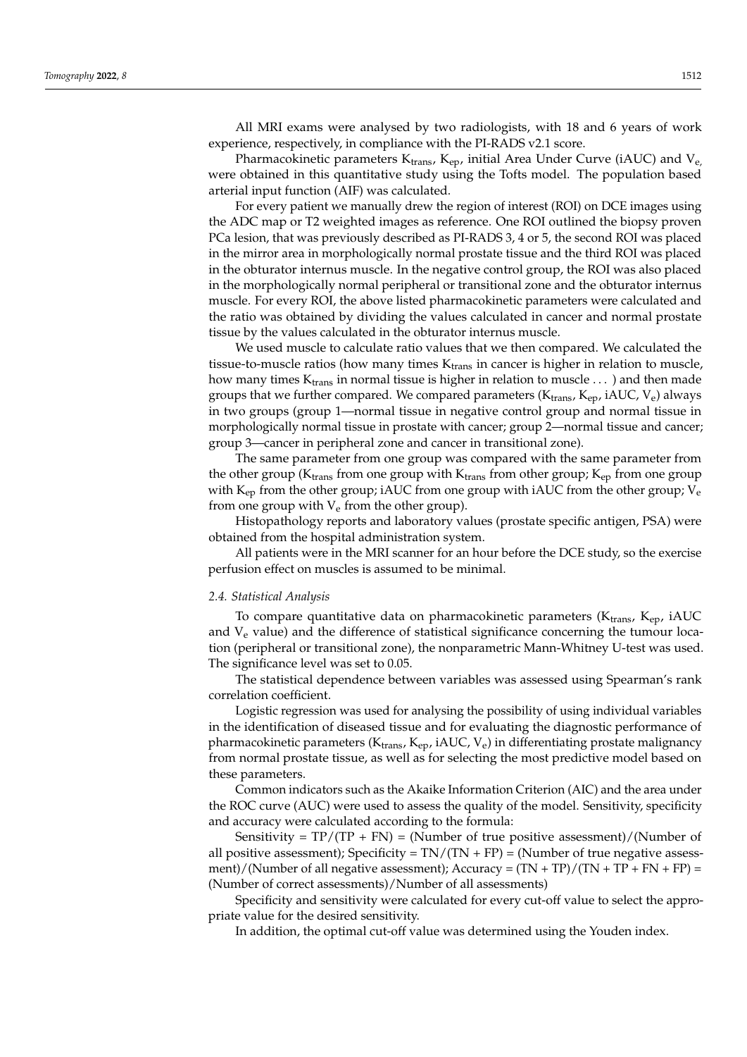All MRI exams were analysed by two radiologists, with 18 and 6 years of work experience, respectively, in compliance with the PI-RADS v2.1 score.

Pharmacokinetic parameters $K_{trans}$, $K_{ep}$, initial Area Under Curve (iAUC) and $V_{e,}$ were obtained in this quantitative study using the Tofts model. The population based arterial input function (AIF) was calculated.

For every patient we manually drew the region of interest (ROI) on DCE images using the ADC map or T2 weighted images as reference. One ROI outlined the biopsy proven PCa lesion, that was previously described as PI-RADS 3, 4 or 5, the second ROI was placed in the mirror area in morphologically normal prostate tissue and the third ROI was placed in the obturator internus muscle. In the negative control group, the ROI was also placed in the morphologically normal peripheral or transitional zone and the obturator internus muscle. For every ROI, the above listed pharmacokinetic parameters were calculated and the ratio was obtained by dividing the values calculated in cancer and normal prostate tissue by the values calculated in the obturator internus muscle.

We used muscle to calculate ratio values that we then compared. We calculated the tissue-to-muscle ratios (how many times $K_{trans}$ in cancer is higher in relation to muscle, how many times $K_{trans}$ in normal tissue is higher in relation to muscle . . . ) and then made groups that we further compared. We compared parameters ($K_{trans}$, $K_{ep}$, iAUC, $V_e$) always in two groups (group 1—normal tissue in negative control group and normal tissue in morphologically normal tissue in prostate with cancer; group 2—normal tissue and cancer; group 3—cancer in peripheral zone and cancer in transitional zone).

The same parameter from one group was compared with the same parameter from the other group ($K_{trans}$ from one group with $K_{trans}$ from other group; $K_{ep}$ from one group with $K_{ep}$ from the other group; iAUC from one group with iAUC from the other group; $V_e$ from one group with $V_e$ from the other group).

Histopathology reports and laboratory values (prostate specific antigen, PSA) were obtained from the hospital administration system.

All patients were in the MRI scanner for an hour before the DCE study, so the exercise perfusion effect on muscles is assumed to be minimal.

### *2.4. Statistical Analysis*

To compare quantitative data on pharmacokinetic parameters ($K_{trans}$, $K_{ep}$, iAUC and $V_e$ value) and the difference of statistical significance concerning the tumour location (peripheral or transitional zone), the nonparametric Mann-Whitney U-test was used. The significance level was set to 0.05.

The statistical dependence between variables was assessed using Spearman's rank correlation coefficient.

Logistic regression was used for analysing the possibility of using individual variables in the identification of diseased tissue and for evaluating the diagnostic performance of pharmacokinetic parameters ($K_{trans}$, $K_{ep}$, iAUC, $V_e$) in differentiating prostate malignancy from normal prostate tissue, as well as for selecting the most predictive model based on these parameters.

Common indicators such as the Akaike Information Criterion (AIC) and the area under the ROC curve (AUC) were used to assess the quality of the model. Sensitivity, specificity and accuracy were calculated according to the formula:

Sensitivity = TP/(TP + FN) = (Number of true positive assessment)/(Number of all positive assessment); Specificity = TN/(TN + FP) = (Number of true negative assessment)/(Number of all negative assessment); Accuracy = (TN + TP)/(TN + TP + FN + FP) = (Number of correct assessments)/Number of all assessments)

Specificity and sensitivity were calculated for every cut-off value to select the appropriate value for the desired sensitivity.

In addition, the optimal cut-off value was determined using the Youden index.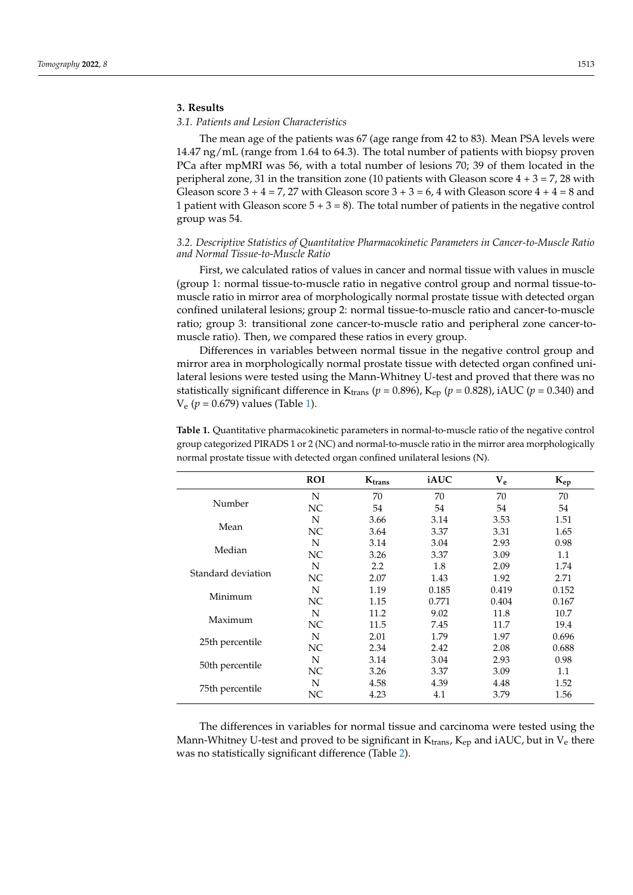## 3. Results

### 3.1. Patients and Lesion Characteristics

The mean age of the patients was 67 (age range from 42 to 83). Mean PSA levels were 14.47 ng/mL (range from 1.64 to 64.3). The total number of patients with biopsy proven PCa after mpMRI was 56, with a total number of lesions 70; 39 of them located in the peripheral zone, 31 in the transition zone (10 patients with Gleason score 4 + 3 = 7, 28 with Gleason score 3 + 4 = 7, 27 with Gleason score 3 + 3 = 6, 4 with Gleason score 4 + 4 = 8 and 1 patient with Gleason score 5 + 3 = 8). The total number of patients in the negative control group was 54.

### 3.2. Descriptive Statistics of Quantitative Pharmacokinetic Parameters in Cancer-to-Muscle Ratio and Normal Tissue-to-Muscle Ratio

First, we calculated ratios of values in cancer and normal tissue with values in muscle (group 1: normal tissue-to-muscle ratio in negative control group and normal tissue-to-muscle ratio in mirror area of morphologically normal prostate tissue with detected organ confined unilateral lesions; group 2: normal tissue-to-muscle ratio and cancer-to-muscle ratio; group 3: transitional zone cancer-to-muscle ratio and peripheral zone cancer-to-muscle ratio). Then, we compared these ratios in every group.

Differences in variables between normal tissue in the negative control group and mirror area in morphologically normal prostate tissue with detected organ confined unilateral lesions were tested using the Mann-Whitney U-test and proved that there was no statistically significant difference in $K_{trans}$ ($p = 0.896$), $K_{ep}$ ($p = 0.828$), iAUC ($p = 0.340$) and $V_e$ ($p = 0.679$) values (Table 1).

**Table 1.** Quantitative pharmacokinetic parameters in normal-to-muscle ratio of the negative control group categorized PIRADS 1 or 2 (NC) and normal-to-muscle ratio in the mirror area morphologically normal prostate tissue with detected organ confined unilateral lesions (N).

| | ROI | $K_{trans}$ | iAUC | $V_e$ | $K_{ep}$ |
|---|---|---|---|---|---|
| Number | N | 70 | 70 | 70 | 70 |
| | NC | 54 | 54 | 54 | 54 |
| Mean | N | 3.66 | 3.14 | 3.53 | 1.51 |
| | NC | 3.64 | 3.37 | 3.31 | 1.65 |
| Median | N | 3.14 | 3.04 | 2.93 | 0.98 |
| | NC | 3.26 | 3.37 | 3.09 | 1.1 |
| Standard deviation | N | 2.2 | 1.8 | 2.09 | 1.74 |
| | NC | 2.07 | 1.43 | 1.92 | 2.71 |
| Minimum | N | 1.19 | 0.185 | 0.419 | 0.152 |
| | NC | 1.15 | 0.771 | 0.404 | 0.167 |
| Maximum | N | 11.2 | 9.02 | 11.8 | 10.7 |
| | NC | 11.5 | 7.45 | 11.7 | 19.4 |
| 25th percentile | N | 2.01 | 1.79 | 1.97 | 0.696 |
| | NC | 2.34 | 2.42 | 2.08 | 0.688 |
| 50th percentile | N | 3.14 | 3.04 | 2.93 | 0.98 |
| | NC | 3.26 | 3.37 | 3.09 | 1.1 |
| 75th percentile | N | 4.58 | 4.39 | 4.48 | 1.52 |
| | NC | 4.23 | 4.1 | 3.79 | 1.56 |

The differences in variables for normal tissue and carcinoma were tested using the Mann-Whitney U-test and proved to be significant in $K_{trans}$, $K_{ep}$ and iAUC, but in $V_e$ there was no statistically significant difference (Table 2).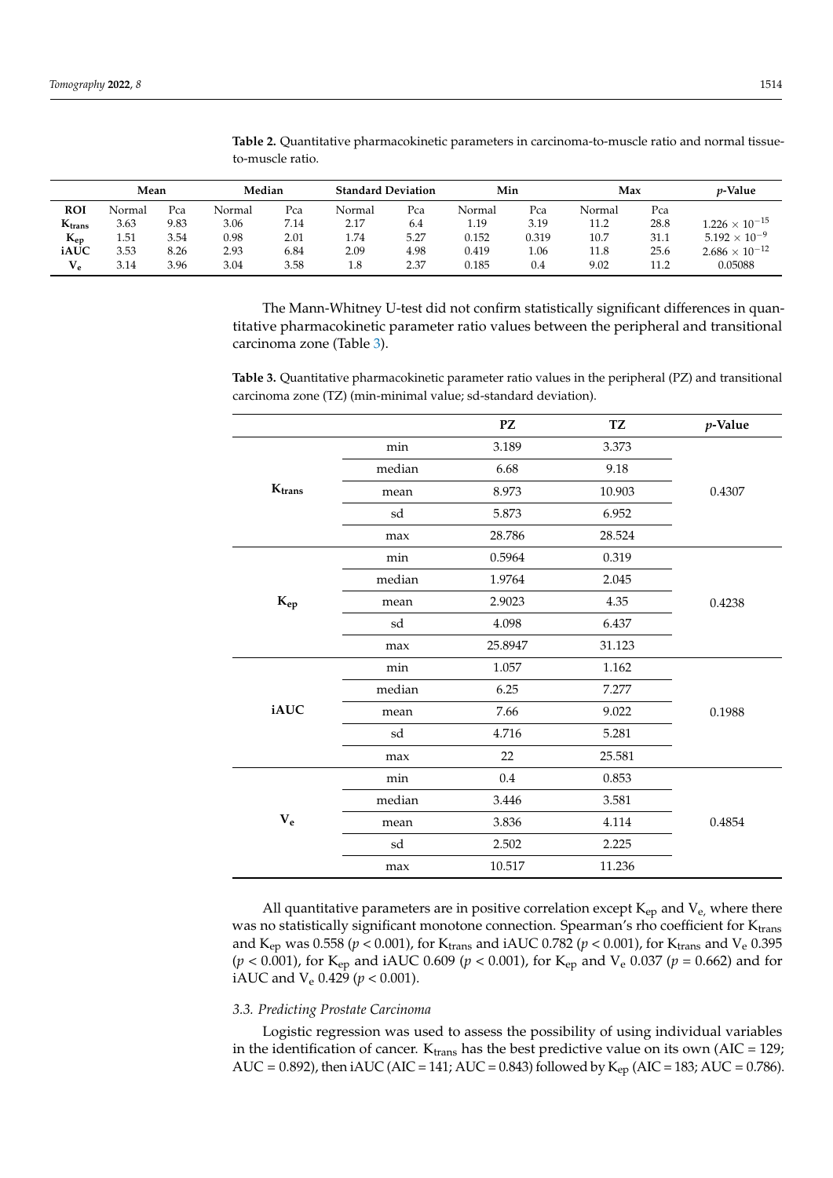**Table 2.** Quantitative pharmacokinetic parameters in carcinoma-to-muscle ratio and normal tissue-to-muscle ratio.

| | Mean | | Median | | Standard Deviation | | Min | | Max | | $p$-Value |
|---|---|---|---|---|---|---|---|---|---|---|---|
| **ROI** | Normal | Pca | Normal | Pca | Normal | Pca | Normal | Pca | Normal | Pca | |
| $\mathbf{K_{trans}}$ | 3.63 | 9.83 | 3.06 | 7.14 | 2.17 | 6.4 | 1.19 | 3.19 | 11.2 | 28.8 | $1.226 \times 10^{-15}$ |
| $\mathbf{K_{ep}}$ | 1.51 | 3.54 | 0.98 | 2.01 | 1.74 | 5.27 | 0.152 | 0.319 | 10.7 | 31.1 | $5.192 \times 10^{-9}$ |
| **iAUC** | 3.53 | 8.26 | 2.93 | 6.84 | 2.09 | 4.98 | 0.419 | 1.06 | 11.8 | 25.6 | $2.686 \times 10^{-12}$ |
| $\mathbf{V_e}$ | 3.14 | 3.96 | 3.04 | 3.58 | 1.8 | 2.37 | 0.185 | 0.4 | 9.02 | 11.2 | 0.05088 |

The Mann-Whitney U-test did not confirm statistically significant differences in quantitative pharmacokinetic parameter ratio values between the peripheral and transitional carcinoma zone (Table 3).

**Table 3.** Quantitative pharmacokinetic parameter ratio values in the peripheral (PZ) and transitional carcinoma zone (TZ) (min-minimal value; sd-standard deviation).

| | | PZ | TZ | $p$-Value |
|---|---|---|---|---|
| $\mathbf{K_{trans}}$ | min | 3.189 | 3.373 | 0.4307 |
| | median | 6.68 | 9.18 | |
| | mean | 8.973 | 10.903 | |
| | sd | 5.873 | 6.952 | |
| | max | 28.786 | 28.524 | |
| $\mathbf{K_{ep}}$ | min | 0.5964 | 0.319 | 0.4238 |
| | median | 1.9764 | 2.045 | |
| | mean | 2.9023 | 4.35 | |
| | sd | 4.098 | 6.437 | |
| | max | 25.8947 | 31.123 | |
| **iAUC** | min | 1.057 | 1.162 | 0.1988 |
| | median | 6.25 | 7.277 | |
| | mean | 7.66 | 9.022 | |
| | sd | 4.716 | 5.281 | |
| | max | 22 | 25.581 | |
| $\mathbf{V_e}$ | min | 0.4 | 0.853 | 0.4854 |
| | median | 3.446 | 3.581 | |
| | mean | 3.836 | 4.114 | |
| | sd | 2.502 | 2.225 | |
| | max | 10.517 | 11.236 | |

All quantitative parameters are in positive correlation except $K_{ep}$ and $V_e$, where there was no statistically significant monotone connection. Spearman's rho coefficient for $K_{trans}$ and $K_{ep}$ was 0.558 ($p < 0.001$), for $K_{trans}$ and iAUC 0.782 ($p < 0.001$), for $K_{trans}$ and $V_e$ 0.395 ($p < 0.001$), for $K_{ep}$ and iAUC 0.609 ($p < 0.001$), for $K_{ep}$ and $V_e$ 0.037 ($p = 0.662$) and for iAUC and $V_e$ 0.429 ($p < 0.001$).

### *3.3. Predicting Prostate Carcinoma*

Logistic regression was used to assess the possibility of using individual variables in the identification of cancer. $K_{trans}$ has the best predictive value on its own (AIC = 129; AUC = 0.892), then iAUC (AIC = 141; AUC = 0.843) followed by $K_{ep}$ (AIC = 183; AUC = 0.786).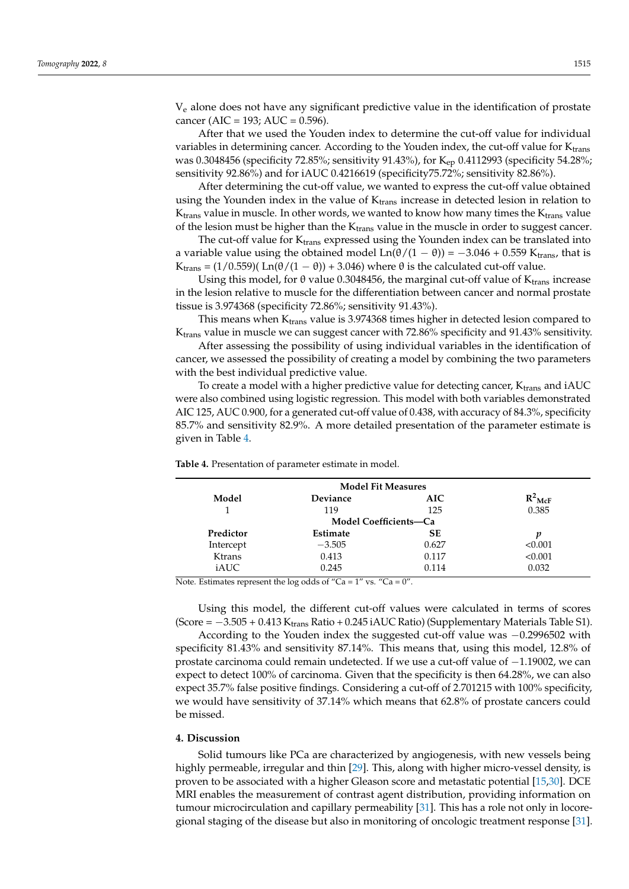$V_e$ alone does not have any significant predictive value in the identification of prostate cancer (AIC = 193; AUC = 0.596).

After that we used the Youden index to determine the cut-off value for individual variables in determining cancer. According to the Youden index, the cut-off value for $K_{trans}$ was 0.3048456 (specificity 72.85%; sensitivity 91.43%), for $K_{ep}$ 0.4112993 (specificity 54.28%; sensitivity 92.86%) and for iAUC 0.4216619 (specificity75.72%; sensitivity 82.86%).

After determining the cut-off value, we wanted to express the cut-off value obtained using the Younden index in the value of $K_{trans}$ increase in detected lesion in relation to $K_{trans}$ value in muscle. In other words, we wanted to know how many times the $K_{trans}$ value of the lesion must be higher than the $K_{trans}$ value in the muscle in order to suggest cancer.

The cut-off value for $K_{trans}$ expressed using the Younden index can be translated into a variable value using the obtained model $\mathrm{Ln}(\theta/(1-\theta)) = -3.046 + 0.559\ K_{trans}$, that is $K_{trans} = (1/0.559)(\mathrm{Ln}(\theta/(1-\theta)) + 3.046)$ where θ is the calculated cut-off value.

Using this model, for θ value 0.3048456, the marginal cut-off value of $K_{trans}$ increase in the lesion relative to muscle for the differentiation between cancer and normal prostate tissue is 3.974368 (specificity 72.86%; sensitivity 91.43%).

This means when $K_{trans}$ value is 3.974368 times higher in detected lesion compared to $K_{trans}$ value in muscle we can suggest cancer with 72.86% specificity and 91.43% sensitivity.

After assessing the possibility of using individual variables in the identification of cancer, we assessed the possibility of creating a model by combining the two parameters with the best individual predictive value.

To create a model with a higher predictive value for detecting cancer, $K_{trans}$ and iAUC were also combined using logistic regression. This model with both variables demonstrated AIC 125, AUC 0.900, for a generated cut-off value of 0.438, with accuracy of 84.3%, specificity 85.7% and sensitivity 82.9%. A more detailed presentation of the parameter estimate is given in Table 4.

**Table 4.** Presentation of parameter estimate in model.

| Model Fit Measures | | | |
|---|---|---|---|
| **Model** | **Deviance** | **AIC** | $R^2_{McF}$ |
| 1 | 119 | 125 | 0.385 |
| **Model Coefficients—Ca** | | | |
| **Predictor** | **Estimate** | **SE** | ***p*** |
| Intercept | −3.505 | 0.627 | <0.001 |
| Ktrans | 0.413 | 0.117 | <0.001 |
| iAUC | 0.245 | 0.114 | 0.032 |

Note. Estimates represent the log odds of "Ca = 1" vs. "Ca = 0".

Using this model, the different cut-off values were calculated in terms of scores (Score = −3.505 + 0.413 $K_{trans}$ Ratio + 0.245 iAUC Ratio) (Supplementary Materials Table S1).

According to the Youden index the suggested cut-off value was −0.2996502 with specificity 81.43% and sensitivity 87.14%. This means that, using this model, 12.8% of prostate carcinoma could remain undetected. If we use a cut-off value of −1.19002, we can expect to detect 100% of carcinoma. Given that the specificity is then 64.28%, we can also expect 35.7% false positive findings. Considering a cut-off of 2.701215 with 100% specificity, we would have sensitivity of 37.14% which means that 62.8% of prostate cancers could be missed.

## 4. Discussion

Solid tumours like PCa are characterized by angiogenesis, with new vessels being highly permeable, irregular and thin [29]. This, along with higher micro-vessel density, is proven to be associated with a higher Gleason score and metastatic potential [15,30]. DCE MRI enables the measurement of contrast agent distribution, providing information on tumour microcirculation and capillary permeability [31]. This has a role not only in locoregional staging of the disease but also in monitoring of oncologic treatment response [31].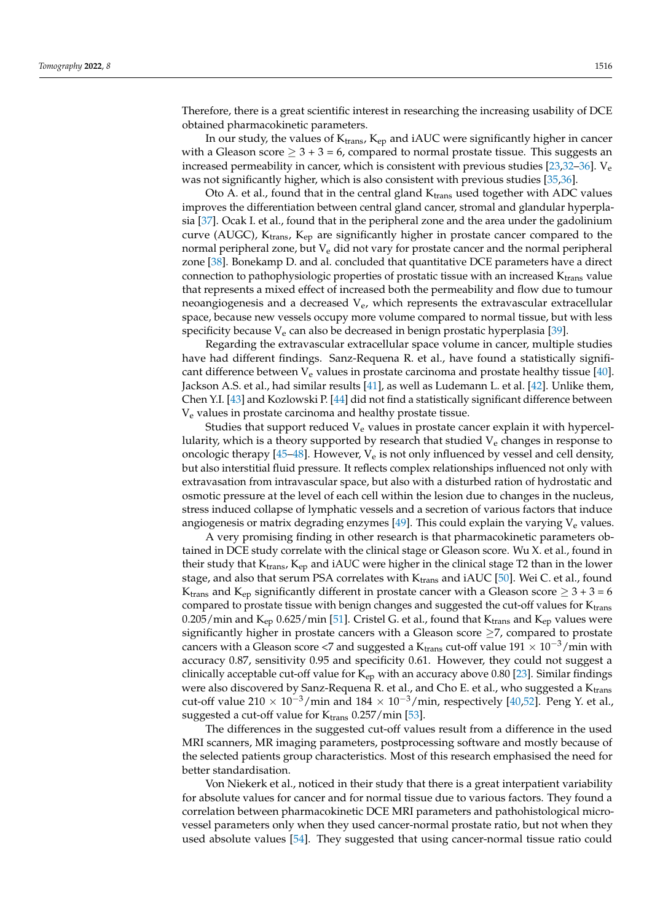Therefore, there is a great scientific interest in researching the increasing usability of DCE obtained pharmacokinetic parameters.

In our study, the values of $K_{trans}$, $K_{ep}$ and iAUC were significantly higher in cancer with a Gleason score $\geq 3 + 3 = 6$, compared to normal prostate tissue. This suggests an increased permeability in cancer, which is consistent with previous studies [23,32–36]. $V_e$ was not significantly higher, which is also consistent with previous studies [35,36].

Oto A. et al., found that in the central gland $K_{trans}$ used together with ADC values improves the differentiation between central gland cancer, stromal and glandular hyperplasia [37]. Ocak I. et al., found that in the peripheral zone and the area under the gadolinium curve (AUGC), $K_{trans}$, $K_{ep}$ are significantly higher in prostate cancer compared to the normal peripheral zone, but $V_e$ did not vary for prostate cancer and the normal peripheral zone [38]. Bonekamp D. and al. concluded that quantitative DCE parameters have a direct connection to pathophysiologic properties of prostatic tissue with an increased $K_{trans}$ value that represents a mixed effect of increased both the permeability and flow due to tumour neoangiogenesis and a decreased $V_e$, which represents the extravascular extracellular space, because new vessels occupy more volume compared to normal tissue, but with less specificity because $V_e$ can also be decreased in benign prostatic hyperplasia [39].

Regarding the extravascular extracellular space volume in cancer, multiple studies have had different findings. Sanz-Requena R. et al., have found a statistically significant difference between $V_e$ values in prostate carcinoma and prostate healthy tissue [40]. Jackson A.S. et al., had similar results [41], as well as Ludemann L. et al. [42]. Unlike them, Chen Y.I. [43] and Kozlowski P. [44] did not find a statistically significant difference between $V_e$ values in prostate carcinoma and healthy prostate tissue.

Studies that support reduced $V_e$ values in prostate cancer explain it with hypercellularity, which is a theory supported by research that studied $V_e$ changes in response to oncologic therapy [45–48]. However, $V_e$ is not only influenced by vessel and cell density, but also interstitial fluid pressure. It reflects complex relationships influenced not only with extravasation from intravascular space, but also with a disturbed ration of hydrostatic and osmotic pressure at the level of each cell within the lesion due to changes in the nucleus, stress induced collapse of lymphatic vessels and a secretion of various factors that induce angiogenesis or matrix degrading enzymes [49]. This could explain the varying $V_e$ values.

A very promising finding in other research is that pharmacokinetic parameters obtained in DCE study correlate with the clinical stage or Gleason score. Wu X. et al., found in their study that $K_{trans}$, $K_{ep}$ and iAUC were higher in the clinical stage T2 than in the lower stage, and also that serum PSA correlates with $K_{trans}$ and iAUC [50]. Wei C. et al., found $K_{trans}$ and $K_{ep}$ significantly different in prostate cancer with a Gleason score $\geq 3 + 3 = 6$ compared to prostate tissue with benign changes and suggested the cut-off values for $K_{trans}$ 0.205/min and $K_{ep}$ 0.625/min [51]. Cristel G. et al., found that $K_{trans}$ and $K_{ep}$ values were significantly higher in prostate cancers with a Gleason score $\geq 7$, compared to prostate cancers with a Gleason score <7 and suggested a $K_{trans}$ cut-off value $191 \times 10^{-3}$/min with accuracy 0.87, sensitivity 0.95 and specificity 0.61. However, they could not suggest a clinically acceptable cut-off value for $K_{ep}$ with an accuracy above 0.80 [23]. Similar findings were also discovered by Sanz-Requena R. et al., and Cho E. et al., who suggested a $K_{trans}$ cut-off value $210 \times 10^{-3}$/min and $184 \times 10^{-3}$/min, respectively [40,52]. Peng Y. et al., suggested a cut-off value for $K_{trans}$ 0.257/min [53].

The differences in the suggested cut-off values result from a difference in the used MRI scanners, MR imaging parameters, postprocessing software and mostly because of the selected patients group characteristics. Most of this research emphasised the need for better standardisation.

Von Niekerk et al., noticed in their study that there is a great interpatient variability for absolute values for cancer and for normal tissue due to various factors. They found a correlation between pharmacokinetic DCE MRI parameters and pathohistological microvessel parameters only when they used cancer-normal prostate ratio, but not when they used absolute values [54]. They suggested that using cancer-normal tissue ratio could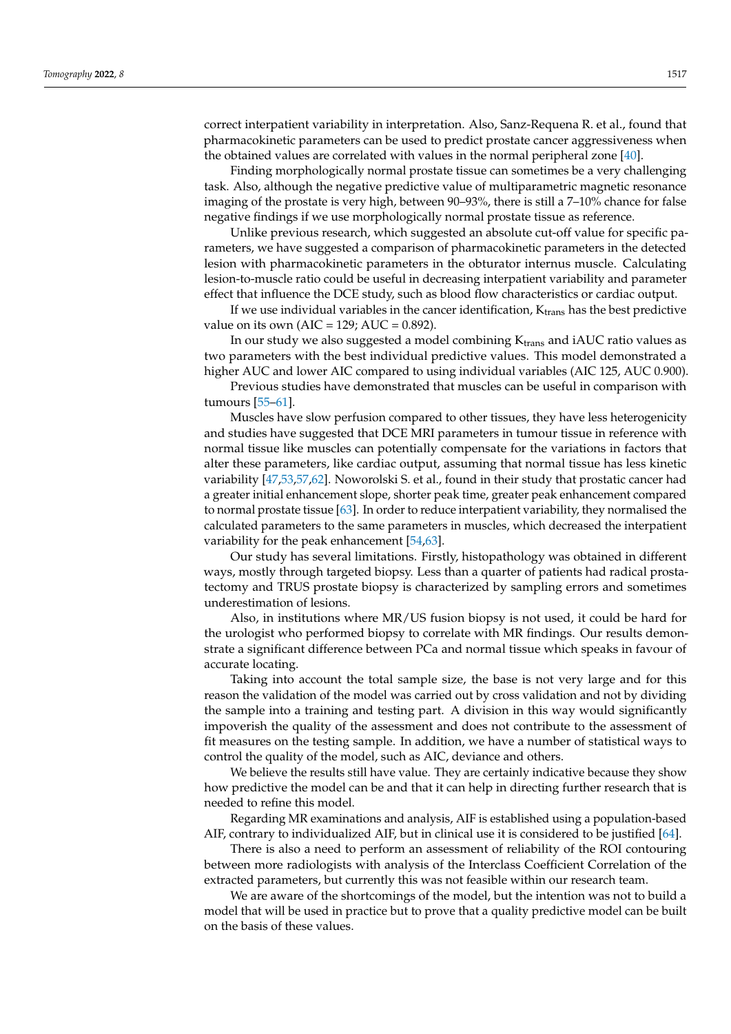correct interpatient variability in interpretation. Also, Sanz-Requena R. et al., found that pharmacokinetic parameters can be used to predict prostate cancer aggressiveness when the obtained values are correlated with values in the normal peripheral zone [40].

Finding morphologically normal prostate tissue can sometimes be a very challenging task. Also, although the negative predictive value of multiparametric magnetic resonance imaging of the prostate is very high, between 90–93%, there is still a 7–10% chance for false negative findings if we use morphologically normal prostate tissue as reference.

Unlike previous research, which suggested an absolute cut-off value for specific parameters, we have suggested a comparison of pharmacokinetic parameters in the detected lesion with pharmacokinetic parameters in the obturator internus muscle. Calculating lesion-to-muscle ratio could be useful in decreasing interpatient variability and parameter effect that influence the DCE study, such as blood flow characteristics or cardiac output.

If we use individual variables in the cancer identification, $K_{trans}$ has the best predictive value on its own (AIC = 129; AUC = 0.892).

In our study we also suggested a model combining $K_{trans}$ and iAUC ratio values as two parameters with the best individual predictive values. This model demonstrated a higher AUC and lower AIC compared to using individual variables (AIC 125, AUC 0.900).

Previous studies have demonstrated that muscles can be useful in comparison with tumours [55–61].

Muscles have slow perfusion compared to other tissues, they have less heterogenicity and studies have suggested that DCE MRI parameters in tumour tissue in reference with normal tissue like muscles can potentially compensate for the variations in factors that alter these parameters, like cardiac output, assuming that normal tissue has less kinetic variability [47,53,57,62]. Noworolski S. et al., found in their study that prostatic cancer had a greater initial enhancement slope, shorter peak time, greater peak enhancement compared to normal prostate tissue [63]. In order to reduce interpatient variability, they normalised the calculated parameters to the same parameters in muscles, which decreased the interpatient variability for the peak enhancement [54,63].

Our study has several limitations. Firstly, histopathology was obtained in different ways, mostly through targeted biopsy. Less than a quarter of patients had radical prostatectomy and TRUS prostate biopsy is characterized by sampling errors and sometimes underestimation of lesions.

Also, in institutions where MR/US fusion biopsy is not used, it could be hard for the urologist who performed biopsy to correlate with MR findings. Our results demonstrate a significant difference between PCa and normal tissue which speaks in favour of accurate locating.

Taking into account the total sample size, the base is not very large and for this reason the validation of the model was carried out by cross validation and not by dividing the sample into a training and testing part. A division in this way would significantly impoverish the quality of the assessment and does not contribute to the assessment of fit measures on the testing sample. In addition, we have a number of statistical ways to control the quality of the model, such as AIC, deviance and others.

We believe the results still have value. They are certainly indicative because they show how predictive the model can be and that it can help in directing further research that is needed to refine this model.

Regarding MR examinations and analysis, AIF is established using a population-based AIF, contrary to individualized AIF, but in clinical use it is considered to be justified [64].

There is also a need to perform an assessment of reliability of the ROI contouring between more radiologists with analysis of the Interclass Coefficient Correlation of the extracted parameters, but currently this was not feasible within our research team.

We are aware of the shortcomings of the model, but the intention was not to build a model that will be used in practice but to prove that a quality predictive model can be built on the basis of these values.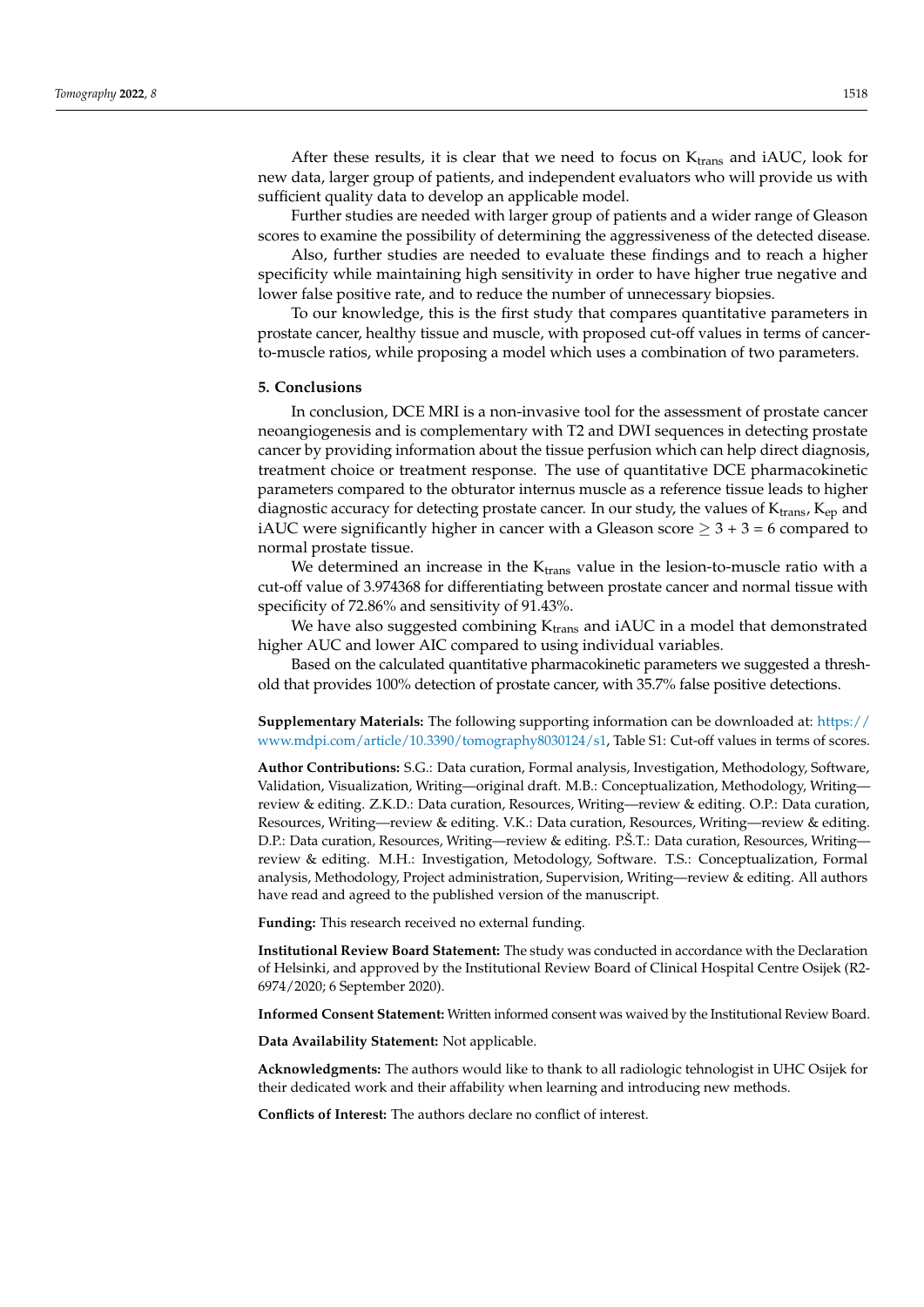After these results, it is clear that we need to focus on $K_{trans}$ and iAUC, look for new data, larger group of patients, and independent evaluators who will provide us with sufficient quality data to develop an applicable model.

Further studies are needed with larger group of patients and a wider range of Gleason scores to examine the possibility of determining the aggressiveness of the detected disease.

Also, further studies are needed to evaluate these findings and to reach a higher specificity while maintaining high sensitivity in order to have higher true negative and lower false positive rate, and to reduce the number of unnecessary biopsies.

To our knowledge, this is the first study that compares quantitative parameters in prostate cancer, healthy tissue and muscle, with proposed cut-off values in terms of cancer-to-muscle ratios, while proposing a model which uses a combination of two parameters.

## 5. Conclusions

In conclusion, DCE MRI is a non-invasive tool for the assessment of prostate cancer neoangiogenesis and is complementary with T2 and DWI sequences in detecting prostate cancer by providing information about the tissue perfusion which can help direct diagnosis, treatment choice or treatment response. The use of quantitative DCE pharmacokinetic parameters compared to the obturator internus muscle as a reference tissue leads to higher diagnostic accuracy for detecting prostate cancer. In our study, the values of $K_{trans}$, $K_{ep}$ and iAUC were significantly higher in cancer with a Gleason score $\geq 3 + 3 = 6$ compared to normal prostate tissue.

We determined an increase in the $K_{trans}$ value in the lesion-to-muscle ratio with a cut-off value of 3.974368 for differentiating between prostate cancer and normal tissue with specificity of 72.86% and sensitivity of 91.43%.

We have also suggested combining $K_{trans}$ and iAUC in a model that demonstrated higher AUC and lower AIC compared to using individual variables.

Based on the calculated quantitative pharmacokinetic parameters we suggested a threshold that provides 100% detection of prostate cancer, with 35.7% false positive detections.

**Supplementary Materials:** The following supporting information can be downloaded at: https://www.mdpi.com/article/10.3390/tomography8030124/s1, Table S1: Cut-off values in terms of scores.

**Author Contributions:** S.G.: Data curation, Formal analysis, Investigation, Methodology, Software, Validation, Visualization, Writing—original draft. M.B.: Conceptualization, Methodology, Writing—review & editing. Z.K.D.: Data curation, Resources, Writing—review & editing. O.P.: Data curation, Resources, Writing—review & editing. V.K.: Data curation, Resources, Writing—review & editing. D.P.: Data curation, Resources, Writing—review & editing. P.Š.T.: Data curation, Resources, Writing—review & editing. M.H.: Investigation, Metodology, Software. T.S.: Conceptualization, Formal analysis, Methodology, Project administration, Supervision, Writing—review & editing. All authors have read and agreed to the published version of the manuscript.

**Funding:** This research received no external funding.

**Institutional Review Board Statement:** The study was conducted in accordance with the Declaration of Helsinki, and approved by the Institutional Review Board of Clinical Hospital Centre Osijek (R2-6974/2020; 6 September 2020).

**Informed Consent Statement:** Written informed consent was waived by the Institutional Review Board.

**Data Availability Statement:** Not applicable.

**Acknowledgments:** The authors would like to thank to all radiologic tehnologist in UHC Osijek for their dedicated work and their affability when learning and introducing new methods.

**Conflicts of Interest:** The authors declare no conflict of interest.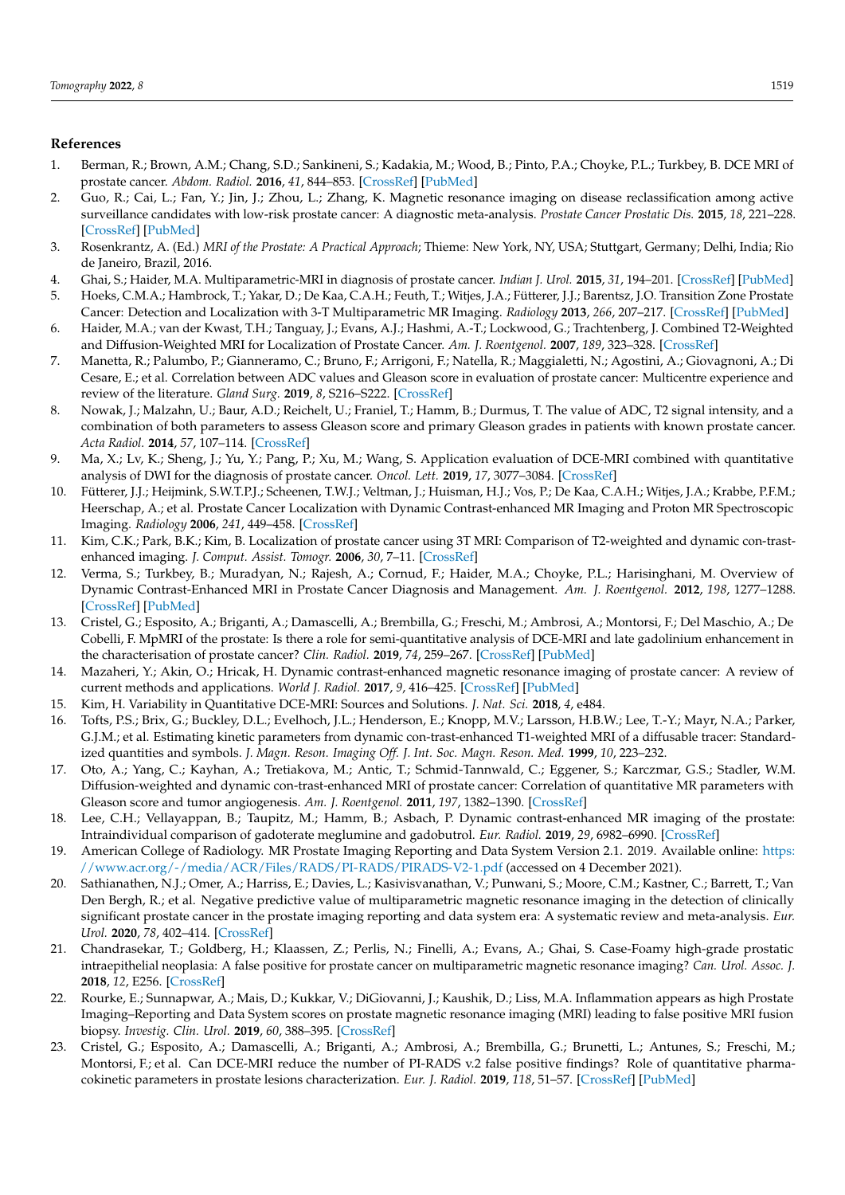## References

1. Berman, R.; Brown, A.M.; Chang, S.D.; Sankineni, S.; Kadakia, M.; Wood, B.; Pinto, P.A.; Choyke, P.L.; Turkbey, B. DCE MRI of prostate cancer. *Abdom. Radiol.* **2016**, *41*, 844–853. [CrossRef] [PubMed]
2. Guo, R.; Cai, L.; Fan, Y.; Jin, J.; Zhou, L.; Zhang, K. Magnetic resonance imaging on disease reclassification among active surveillance candidates with low-risk prostate cancer: A diagnostic meta-analysis. *Prostate Cancer Prostatic Dis.* **2015**, *18*, 221–228. [CrossRef] [PubMed]
3. Rosenkrantz, A. (Ed.) *MRI of the Prostate: A Practical Approach*; Thieme: New York, NY, USA; Stuttgart, Germany; Delhi, India; Rio de Janeiro, Brazil, 2016.
4. Ghai, S.; Haider, M.A. Multiparametric-MRI in diagnosis of prostate cancer. *Indian J. Urol.* **2015**, *31*, 194–201. [CrossRef] [PubMed]
5. Hoeks, C.M.A.; Hambrock, T.; Yakar, D.; De Kaa, C.A.H.; Feuth, T.; Witjes, J.A.; Fütterer, J.J.; Barentsz, J.O. Transition Zone Prostate Cancer: Detection and Localization with 3-T Multiparametric MR Imaging. *Radiology* **2013**, *266*, 207–217. [CrossRef] [PubMed]
6. Haider, M.A.; van der Kwast, T.H.; Tanguay, J.; Evans, A.J.; Hashmi, A.-T.; Lockwood, G.; Trachtenberg, J. Combined T2-Weighted and Diffusion-Weighted MRI for Localization of Prostate Cancer. *Am. J. Roentgenol.* **2007**, *189*, 323–328. [CrossRef]
7. Manetta, R.; Palumbo, P.; Gianneramo, C.; Bruno, F.; Arrigoni, F.; Natella, R.; Maggialetti, N.; Agostini, A.; Giovagnoni, A.; Di Cesare, E.; et al. Correlation between ADC values and Gleason score in evaluation of prostate cancer: Multicentre experience and review of the literature. *Gland Surg.* **2019**, *8*, S216–S222. [CrossRef]
8. Nowak, J.; Malzahn, U.; Baur, A.D.; Reichelt, U.; Franiel, T.; Hamm, B.; Durmus, T. The value of ADC, T2 signal intensity, and a combination of both parameters to assess Gleason score and primary Gleason grades in patients with known prostate cancer. *Acta Radiol.* **2014**, *57*, 107–114. [CrossRef]
9. Ma, X.; Lv, K.; Sheng, J.; Yu, Y.; Pang, P.; Xu, M.; Wang, S. Application evaluation of DCE-MRI combined with quantitative analysis of DWI for the diagnosis of prostate cancer. *Oncol. Lett.* **2019**, *17*, 3077–3084. [CrossRef]
10. Fütterer, J.J.; Heijmink, S.W.T.P.J.; Scheenen, T.W.J.; Veltman, J.; Huisman, H.J.; Vos, P.; De Kaa, C.A.H.; Witjes, J.A.; Krabbe, P.F.M.; Heerschap, A.; et al. Prostate Cancer Localization with Dynamic Contrast-enhanced MR Imaging and Proton MR Spectroscopic Imaging. *Radiology* **2006**, *241*, 449–458. [CrossRef]
11. Kim, C.K.; Park, B.K.; Kim, B. Localization of prostate cancer using 3T MRI: Comparison of T2-weighted and dynamic con-trast-enhanced imaging. *J. Comput. Assist. Tomogr.* **2006**, *30*, 7–11. [CrossRef]
12. Verma, S.; Turkbey, B.; Muradyan, N.; Rajesh, A.; Cornud, F.; Haider, M.A.; Choyke, P.L.; Harisinghani, M. Overview of Dynamic Contrast-Enhanced MRI in Prostate Cancer Diagnosis and Management. *Am. J. Roentgenol.* **2012**, *198*, 1277–1288. [CrossRef] [PubMed]
13. Cristel, G.; Esposito, A.; Briganti, A.; Damascelli, A.; Brembilla, G.; Freschi, M.; Ambrosi, A.; Montorsi, F.; Del Maschio, A.; De Cobelli, F. MpMRI of the prostate: Is there a role for semi-quantitative analysis of DCE-MRI and late gadolinium enhancement in the characterisation of prostate cancer? *Clin. Radiol.* **2019**, *74*, 259–267. [CrossRef] [PubMed]
14. Mazaheri, Y.; Akin, O.; Hricak, H. Dynamic contrast-enhanced magnetic resonance imaging of prostate cancer: A review of current methods and applications. *World J. Radiol.* **2017**, *9*, 416–425. [CrossRef] [PubMed]
15. Kim, H. Variability in Quantitative DCE-MRI: Sources and Solutions. *J. Nat. Sci.* **2018**, *4*, e484.
16. Tofts, P.S.; Brix, G.; Buckley, D.L.; Evelhoch, J.L.; Henderson, E.; Knopp, M.V.; Larsson, H.B.W.; Lee, T.-Y.; Mayr, N.A.; Parker, G.J.M.; et al. Estimating kinetic parameters from dynamic con-trast-enhanced T1-weighted MRI of a diffusable tracer: Standardized quantities and symbols. *J. Magn. Reson. Imaging Off. J. Int. Soc. Magn. Reson. Med.* **1999**, *10*, 223–232.
17. Oto, A.; Yang, C.; Kayhan, A.; Tretiakova, M.; Antic, T.; Schmid-Tannwald, C.; Eggener, S.; Karczmar, G.S.; Stadler, W.M. Diffusion-weighted and dynamic con-trast-enhanced MRI of prostate cancer: Correlation of quantitative MR parameters with Gleason score and tumor angiogenesis. *Am. J. Roentgenol.* **2011**, *197*, 1382–1390. [CrossRef]
18. Lee, C.H.; Vellayappan, B.; Taupitz, M.; Hamm, B.; Asbach, P. Dynamic contrast-enhanced MR imaging of the prostate: Intraindividual comparison of gadoterate meglumine and gadobutrol. *Eur. Radiol.* **2019**, *29*, 6982–6990. [CrossRef]
19. American College of Radiology. MR Prostate Imaging Reporting and Data System Version 2.1. 2019. Available online: https://www.acr.org/-/media/ACR/Files/RADS/PI-RADS/PIRADS-V2-1.pdf (accessed on 4 December 2021).
20. Sathianathen, N.J.; Omer, A.; Harriss, E.; Davies, L.; Kasivisvanathan, V.; Punwani, S.; Moore, C.M.; Kastner, C.; Barrett, T.; Van Den Bergh, R.; et al. Negative predictive value of multiparametric magnetic resonance imaging in the detection of clinically significant prostate cancer in the prostate imaging reporting and data system era: A systematic review and meta-analysis. *Eur. Urol.* **2020**, *78*, 402–414. [CrossRef]
21. Chandrasekar, T.; Goldberg, H.; Klaassen, Z.; Perlis, N.; Finelli, A.; Evans, A.; Ghai, S. Case-Foamy high-grade prostatic intraepithelial neoplasia: A false positive for prostate cancer on multiparametric magnetic resonance imaging? *Can. Urol. Assoc. J.* **2018**, *12*, E256. [CrossRef]
22. Rourke, E.; Sunnapwar, A.; Mais, D.; Kukkar, V.; DiGiovanni, J.; Kaushik, D.; Liss, M.A. Inflammation appears as high Prostate Imaging–Reporting and Data System scores on prostate magnetic resonance imaging (MRI) leading to false positive MRI fusion biopsy. *Investig. Clin. Urol.* **2019**, *60*, 388–395. [CrossRef]
23. Cristel, G.; Esposito, A.; Damascelli, A.; Briganti, A.; Ambrosi, A.; Brembilla, G.; Brunetti, L.; Antunes, S.; Freschi, M.; Montorsi, F.; et al. Can DCE-MRI reduce the number of PI-RADS v.2 false positive findings? Role of quantitative pharmacokinetic parameters in prostate lesions characterization. *Eur. J. Radiol.* **2019**, *118*, 51–57. [CrossRef] [PubMed]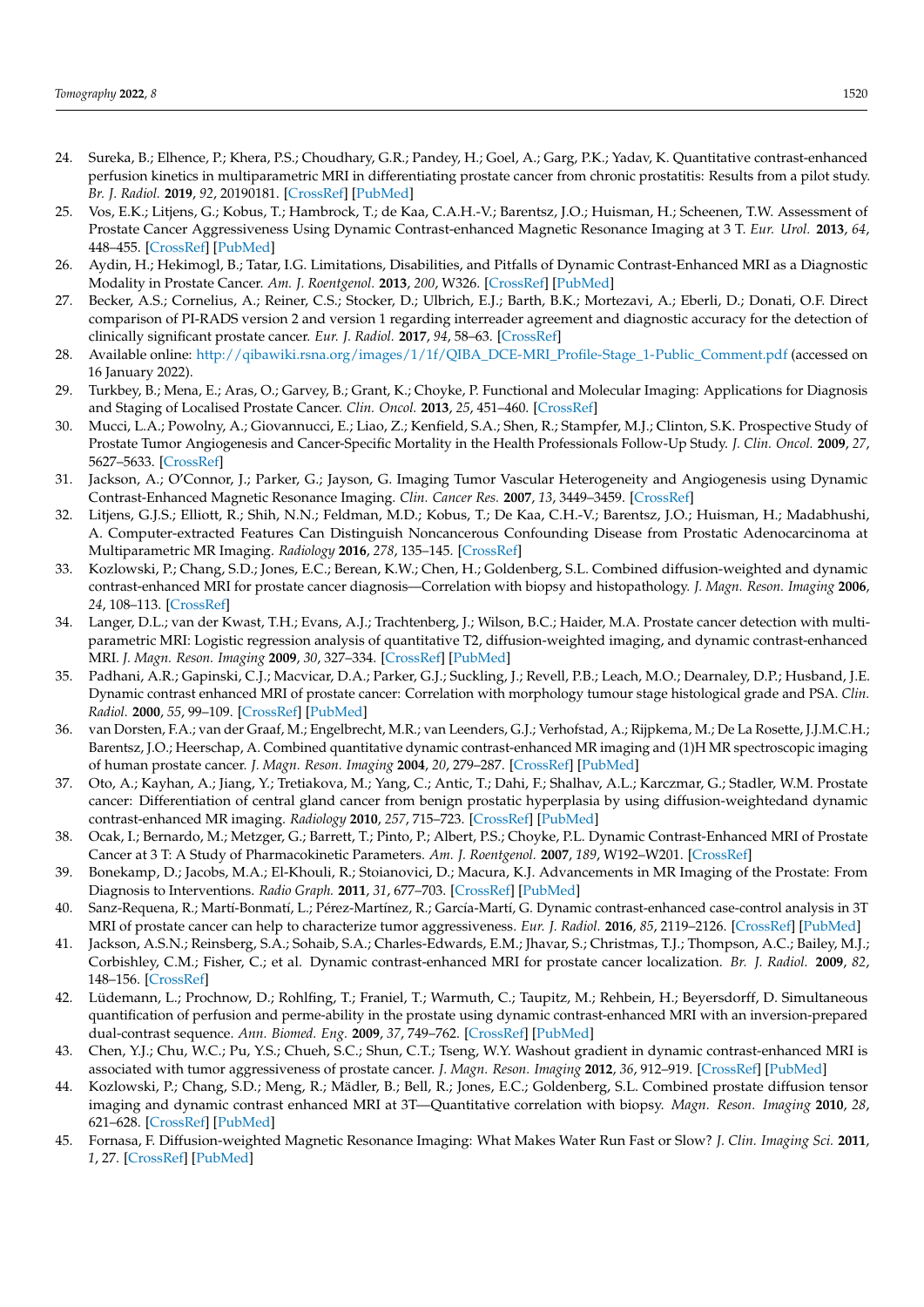24. Sureka, B.; Elhence, P.; Khera, P.S.; Choudhary, G.R.; Pandey, H.; Goel, A.; Garg, P.K.; Yadav, K. Quantitative contrast-enhanced perfusion kinetics in multiparametric MRI in differentiating prostate cancer from chronic prostatitis: Results from a pilot study. *Br. J. Radiol.* **2019**, *92*, 20190181. [CrossRef] [PubMed]
25. Vos, E.K.; Litjens, G.; Kobus, T.; Hambrock, T.; de Kaa, C.A.H.-V.; Barentsz, J.O.; Huisman, H.; Scheenen, T.W. Assessment of Prostate Cancer Aggressiveness Using Dynamic Contrast-enhanced Magnetic Resonance Imaging at 3 T. *Eur. Urol.* **2013**, *64*, 448–455. [CrossRef] [PubMed]
26. Aydin, H.; Hekimogl, B.; Tatar, I.G. Limitations, Disabilities, and Pitfalls of Dynamic Contrast-Enhanced MRI as a Diagnostic Modality in Prostate Cancer. *Am. J. Roentgenol.* **2013**, *200*, W326. [CrossRef] [PubMed]
27. Becker, A.S.; Cornelius, A.; Reiner, C.S.; Stocker, D.; Ulbrich, E.J.; Barth, B.K.; Mortezavi, A.; Eberli, D.; Donati, O.F. Direct comparison of PI-RADS version 2 and version 1 regarding interreader agreement and diagnostic accuracy for the detection of clinically significant prostate cancer. *Eur. J. Radiol.* **2017**, *94*, 58–63. [CrossRef]
28. Available online: http://qibawiki.rsna.org/images/1/1f/QIBA_DCE-MRI_Profile-Stage_1-Public_Comment.pdf (accessed on 16 January 2022).
29. Turkbey, B.; Mena, E.; Aras, O.; Garvey, B.; Grant, K.; Choyke, P. Functional and Molecular Imaging: Applications for Diagnosis and Staging of Localised Prostate Cancer. *Clin. Oncol.* **2013**, *25*, 451–460. [CrossRef]
30. Mucci, L.A.; Powolny, A.; Giovannucci, E.; Liao, Z.; Kenfield, S.A.; Shen, R.; Stampfer, M.J.; Clinton, S.K. Prospective Study of Prostate Tumor Angiogenesis and Cancer-Specific Mortality in the Health Professionals Follow-Up Study. *J. Clin. Oncol.* **2009**, *27*, 5627–5633. [CrossRef]
31. Jackson, A.; O'Connor, J.; Parker, G.; Jayson, G. Imaging Tumor Vascular Heterogeneity and Angiogenesis using Dynamic Contrast-Enhanced Magnetic Resonance Imaging. *Clin. Cancer Res.* **2007**, *13*, 3449–3459. [CrossRef]
32. Litjens, G.J.S.; Elliott, R.; Shih, N.N.; Feldman, M.D.; Kobus, T.; De Kaa, C.H.-V.; Barentsz, J.O.; Huisman, H.; Madabhushi, A. Computer-extracted Features Can Distinguish Noncancerous Confounding Disease from Prostatic Adenocarcinoma at Multiparametric MR Imaging. *Radiology* **2016**, *278*, 135–145. [CrossRef]
33. Kozlowski, P.; Chang, S.D.; Jones, E.C.; Berean, K.W.; Chen, H.; Goldenberg, S.L. Combined diffusion-weighted and dynamic contrast-enhanced MRI for prostate cancer diagnosis—Correlation with biopsy and histopathology. *J. Magn. Reson. Imaging* **2006**, *24*, 108–113. [CrossRef]
34. Langer, D.L.; van der Kwast, T.H.; Evans, A.J.; Trachtenberg, J.; Wilson, B.C.; Haider, M.A. Prostate cancer detection with multi-parametric MRI: Logistic regression analysis of quantitative T2, diffusion-weighted imaging, and dynamic contrast-enhanced MRI. *J. Magn. Reson. Imaging* **2009**, *30*, 327–334. [CrossRef] [PubMed]
35. Padhani, A.R.; Gapinski, C.J.; Macvicar, D.A.; Parker, G.J.; Suckling, J.; Revell, P.B.; Leach, M.O.; Dearnaley, D.P.; Husband, J.E. Dynamic contrast enhanced MRI of prostate cancer: Correlation with morphology tumour stage histological grade and PSA. *Clin. Radiol.* **2000**, *55*, 99–109. [CrossRef] [PubMed]
36. van Dorsten, F.A.; van der Graaf, M.; Engelbrecht, M.R.; van Leenders, G.J.; Verhofstad, A.; Rijpkema, M.; De La Rosette, J.J.M.C.H.; Barentsz, J.O.; Heerschap, A. Combined quantitative dynamic contrast-enhanced MR imaging and (1)H MR spectroscopic imaging of human prostate cancer. *J. Magn. Reson. Imaging* **2004**, *20*, 279–287. [CrossRef] [PubMed]
37. Oto, A.; Kayhan, A.; Jiang, Y.; Tretiakova, M.; Yang, C.; Antic, T.; Dahi, F.; Shalhav, A.L.; Karczmar, G.; Stadler, W.M. Prostate cancer: Differentiation of central gland cancer from benign prostatic hyperplasia by using diffusion-weightedand dynamic contrast-enhanced MR imaging. *Radiology* **2010**, *257*, 715–723. [CrossRef] [PubMed]
38. Ocak, I.; Bernardo, M.; Metzger, G.; Barrett, T.; Pinto, P.; Albert, P.S.; Choyke, P.L. Dynamic Contrast-Enhanced MRI of Prostate Cancer at 3 T: A Study of Pharmacokinetic Parameters. *Am. J. Roentgenol.* **2007**, *189*, W192–W201. [CrossRef]
39. Bonekamp, D.; Jacobs, M.A.; El-Khouli, R.; Stoianovici, D.; Macura, K.J. Advancements in MR Imaging of the Prostate: From Diagnosis to Interventions. *Radio Graph.* **2011**, *31*, 677–703. [CrossRef] [PubMed]
40. Sanz-Requena, R.; Martí-Bonmatí, L.; Pérez-Martínez, R.; García-Martí, G. Dynamic contrast-enhanced case-control analysis in 3T MRI of prostate cancer can help to characterize tumor aggressiveness. *Eur. J. Radiol.* **2016**, *85*, 2119–2126. [CrossRef] [PubMed]
41. Jackson, A.S.N.; Reinsberg, S.A.; Sohaib, S.A.; Charles-Edwards, E.M.; Jhavar, S.; Christmas, T.J.; Thompson, A.C.; Bailey, M.J.; Corbishley, C.M.; Fisher, C.; et al. Dynamic contrast-enhanced MRI for prostate cancer localization. *Br. J. Radiol.* **2009**, *82*, 148–156. [CrossRef]
42. Lüdemann, L.; Prochnow, D.; Rohlfing, T.; Franiel, T.; Warmuth, C.; Taupitz, M.; Rehbein, H.; Beyersdorff, D. Simultaneous quantification of perfusion and perme-ability in the prostate using dynamic contrast-enhanced MRI with an inversion-prepared dual-contrast sequence. *Ann. Biomed. Eng.* **2009**, *37*, 749–762. [CrossRef] [PubMed]
43. Chen, Y.J.; Chu, W.C.; Pu, Y.S.; Chueh, S.C.; Shun, C.T.; Tseng, W.Y. Washout gradient in dynamic contrast-enhanced MRI is associated with tumor aggressiveness of prostate cancer. *J. Magn. Reson. Imaging* **2012**, *36*, 912–919. [CrossRef] [PubMed]
44. Kozlowski, P.; Chang, S.D.; Meng, R.; Mädler, B.; Bell, R.; Jones, E.C.; Goldenberg, S.L. Combined prostate diffusion tensor imaging and dynamic contrast enhanced MRI at 3T—Quantitative correlation with biopsy. *Magn. Reson. Imaging* **2010**, *28*, 621–628. [CrossRef] [PubMed]
45. Fornasa, F. Diffusion-weighted Magnetic Resonance Imaging: What Makes Water Run Fast or Slow? *J. Clin. Imaging Sci.* **2011**, *1*, 27. [CrossRef] [PubMed]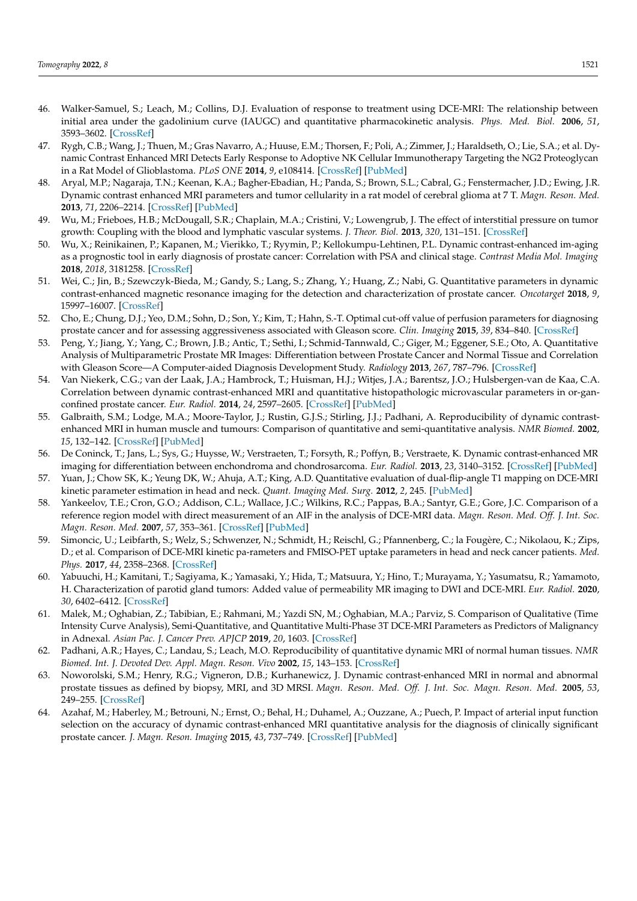46. Walker-Samuel, S.; Leach, M.; Collins, D.J. Evaluation of response to treatment using DCE-MRI: The relationship between initial area under the gadolinium curve (IAUGC) and quantitative pharmacokinetic analysis. *Phys. Med. Biol.* **2006**, *51*, 3593–3602. [CrossRef]
47. Rygh, C.B.; Wang, J.; Thuen, M.; Gras Navarro, A.; Huuse, E.M.; Thorsen, F.; Poli, A.; Zimmer, J.; Haraldseth, O.; Lie, S.A.; et al. Dynamic Contrast Enhanced MRI Detects Early Response to Adoptive NK Cellular Immunotherapy Targeting the NG2 Proteoglycan in a Rat Model of Glioblastoma. *PLoS ONE* **2014**, *9*, e108414. [CrossRef] [PubMed]
48. Aryal, M.P.; Nagaraja, T.N.; Keenan, K.A.; Bagher-Ebadian, H.; Panda, S.; Brown, S.L.; Cabral, G.; Fenstermacher, J.D.; Ewing, J.R. Dynamic contrast enhanced MRI parameters and tumor cellularity in a rat model of cerebral glioma at 7 T. *Magn. Reson. Med.* **2013**, *71*, 2206–2214. [CrossRef] [PubMed]
49. Wu, M.; Frieboes, H.B.; McDougall, S.R.; Chaplain, M.A.; Cristini, V.; Lowengrub, J. The effect of interstitial pressure on tumor growth: Coupling with the blood and lymphatic vascular systems. *J. Theor. Biol.* **2013**, *320*, 131–151. [CrossRef]
50. Wu, X.; Reinikainen, P.; Kapanen, M.; Vierikko, T.; Ryymin, P.; Kellokumpu-Lehtinen, P.L. Dynamic contrast-enhanced im-aging as a prognostic tool in early diagnosis of prostate cancer: Correlation with PSA and clinical stage. *Contrast Media Mol. Imaging* **2018**, *2018*, 3181258. [CrossRef]
51. Wei, C.; Jin, B.; Szewczyk-Bieda, M.; Gandy, S.; Lang, S.; Zhang, Y.; Huang, Z.; Nabi, G. Quantitative parameters in dynamic contrast-enhanced magnetic resonance imaging for the detection and characterization of prostate cancer. *Oncotarget* **2018**, *9*, 15997–16007. [CrossRef]
52. Cho, E.; Chung, D.J.; Yeo, D.M.; Sohn, D.; Son, Y.; Kim, T.; Hahn, S.-T. Optimal cut-off value of perfusion parameters for diagnosing prostate cancer and for assessing aggressiveness associated with Gleason score. *Clin. Imaging* **2015**, *39*, 834–840. [CrossRef]
53. Peng, Y.; Jiang, Y.; Yang, C.; Brown, J.B.; Antic, T.; Sethi, I.; Schmid-Tannwald, C.; Giger, M.; Eggener, S.E.; Oto, A. Quantitative Analysis of Multiparametric Prostate MR Images: Differentiation between Prostate Cancer and Normal Tissue and Correlation with Gleason Score—A Computer-aided Diagnosis Development Study. *Radiology* **2013**, *267*, 787–796. [CrossRef]
54. Van Niekerk, C.G.; van der Laak, J.A.; Hambrock, T.; Huisman, H.J.; Witjes, J.A.; Barentsz, J.O.; Hulsbergen-van de Kaa, C.A. Correlation between dynamic contrast-enhanced MRI and quantitative histopathologic microvascular parameters in or-gan-confined prostate cancer. *Eur. Radiol.* **2014**, *24*, 2597–2605. [CrossRef] [PubMed]
55. Galbraith, S.M.; Lodge, M.A.; Moore-Taylor, J.; Rustin, G.J.S.; Stirling, J.J.; Padhani, A. Reproducibility of dynamic contrast-enhanced MRI in human muscle and tumours: Comparison of quantitative and semi-quantitative analysis. *NMR Biomed.* **2002**, *15*, 132–142. [CrossRef] [PubMed]
56. De Coninck, T.; Jans, L.; Sys, G.; Huysse, W.; Verstraeten, T.; Forsyth, R.; Poffyn, B.; Verstraete, K. Dynamic contrast-enhanced MR imaging for differentiation between enchondroma and chondrosarcoma. *Eur. Radiol.* **2013**, *23*, 3140–3152. [CrossRef] [PubMed]
57. Yuan, J.; Chow SK, K.; Yeung DK, W.; Ahuja, A.T.; King, A.D. Quantitative evaluation of dual-flip-angle T1 mapping on DCE-MRI kinetic parameter estimation in head and neck. *Quant. Imaging Med. Surg.* **2012**, *2*, 245. [PubMed]
58. Yankeelov, T.E.; Cron, G.O.; Addison, C.L.; Wallace, J.C.; Wilkins, R.C.; Pappas, B.A.; Santyr, G.E.; Gore, J.C. Comparison of a reference region model with direct measurement of an AIF in the analysis of DCE-MRI data. *Magn. Reson. Med. Off. J. Int. Soc. Magn. Reson. Med.* **2007**, *57*, 353–361. [CrossRef] [PubMed]
59. Simoncic, U.; Leibfarth, S.; Welz, S.; Schwenzer, N.; Schmidt, H.; Reischl, G.; Pfannenberg, C.; la Fougère, C.; Nikolaou, K.; Zips, D.; et al. Comparison of DCE-MRI kinetic pa-rameters and FMISO-PET uptake parameters in head and neck cancer patients. *Med. Phys.* **2017**, *44*, 2358–2368. [CrossRef]
60. Yabuuchi, H.; Kamitani, T.; Sagiyama, K.; Yamasaki, Y.; Hida, T.; Matsuura, Y.; Hino, T.; Murayama, Y.; Yasumatsu, R.; Yamamoto, H. Characterization of parotid gland tumors: Added value of permeability MR imaging to DWI and DCE-MRI. *Eur. Radiol.* **2020**, *30*, 6402–6412. [CrossRef]
61. Malek, M.; Oghabian, Z.; Tabibian, E.; Rahmani, M.; Yazdi SN, M.; Oghabian, M.A.; Parviz, S. Comparison of Qualitative (Time Intensity Curve Analysis), Semi-Quantitative, and Quantitative Multi-Phase 3T DCE-MRI Parameters as Predictors of Malignancy in Adnexal. *Asian Pac. J. Cancer Prev. APJCP* **2019**, *20*, 1603. [CrossRef]
62. Padhani, A.R.; Hayes, C.; Landau, S.; Leach, M.O. Reproducibility of quantitative dynamic MRI of normal human tissues. *NMR Biomed. Int. J. Devoted Dev. Appl. Magn. Reson. Vivo* **2002**, *15*, 143–153. [CrossRef]
63. Noworolski, S.M.; Henry, R.G.; Vigneron, D.B.; Kurhanewicz, J. Dynamic contrast-enhanced MRI in normal and abnormal prostate tissues as defined by biopsy, MRI, and 3D MRSI. *Magn. Reson. Med. Off. J. Int. Soc. Magn. Reson. Med.* **2005**, *53*, 249–255. [CrossRef]
64. Azahaf, M.; Haberley, M.; Betrouni, N.; Ernst, O.; Behal, H.; Duhamel, A.; Ouzzane, A.; Puech, P. Impact of arterial input function selection on the accuracy of dynamic contrast-enhanced MRI quantitative analysis for the diagnosis of clinically significant prostate cancer. *J. Magn. Reson. Imaging* **2015**, *43*, 737–749. [CrossRef] [PubMed]